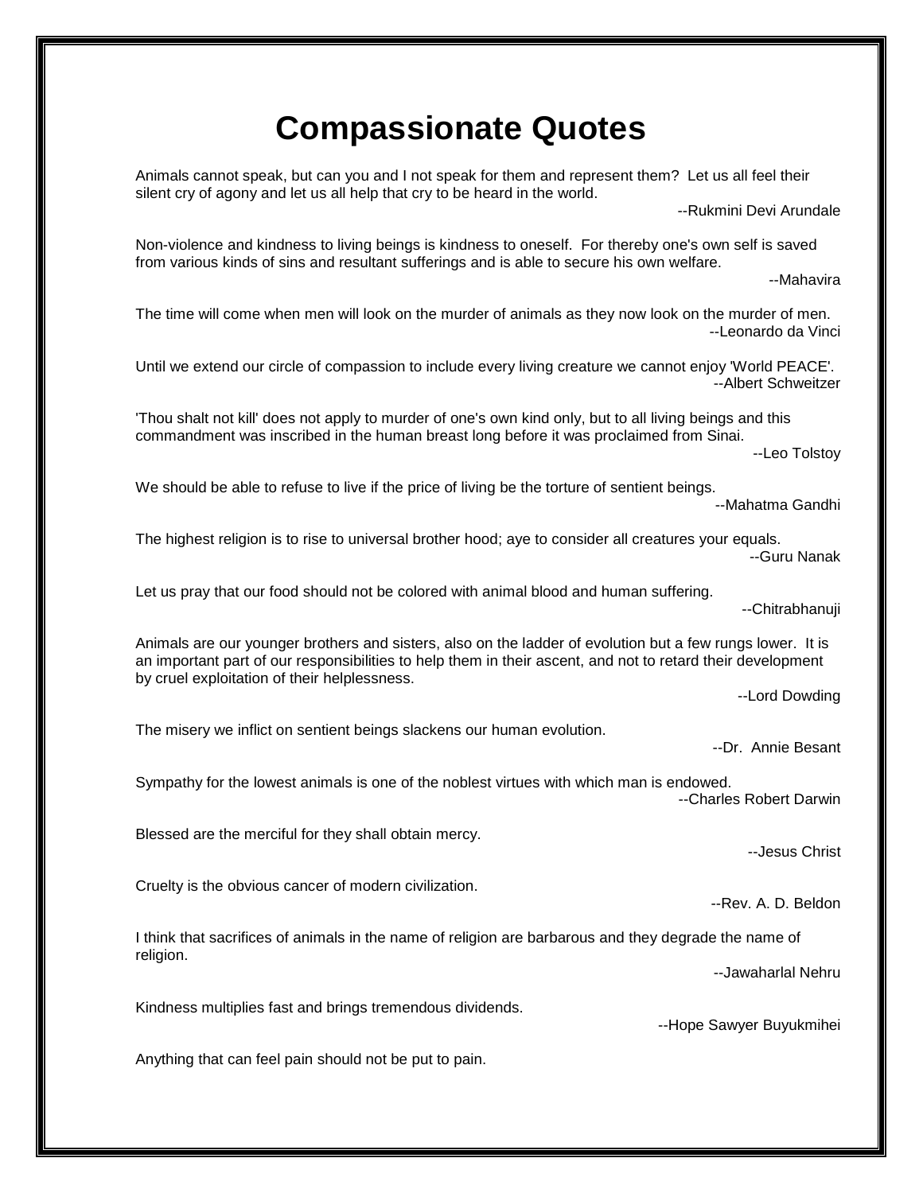# Compassionate Quotes

Animals cannot speak, but can you and I not speak for them and represent them? Let us all feel their silent cry of agony and let us all help that cry to be heard in the world.

--Rukmini Devi Arundale

Non-violence and kindness to living beings is kindness to oneself. For thereby one's own self is saved from various kinds of sins and resultant sufferings and is able to secure his own welfare.

--Mahavira

The time will come when men will look on the murder of animals as they now look on the murder of men.

--Leonardo da Vinci

Until we extend our circle of compassion to include every living creature we cannot enjoy 'World PEACE'.

--Albert Schweitzer

'Thou shalt not kill' does not apply to murder of one's own kind only, but to all living beings and this commandment was inscribed in the human breast long before it was proclaimed from Sinai.

--Leo Tolstoy

We should be able to refuse to live if the price of living be the torture of sentient beings.

--Mahatma Gandhi

The highest religion is to rise to universal brother hood; aye to consider all creatures your equals.

--Guru Nanak

Let us pray that our food should not be colored with animal blood and human suffering.

--Chitrabhanuji

Animals are our younger brothers and sisters, also on the ladder of evolution but a few rungs lower. It is an important part of our responsibilities to help them in their ascent, and not to retard their development by cruel exploitation of their helplessness.

--Lord Dowding

The misery we inflict on sentient beings slackens our human evolution.

--Dr. Annie Besant

Sympathy for the lowest animals is one of the noblest virtues with which man is endowed.

--Charles Robert Darwin

Blessed are the merciful for they shall obtain mercy.

--Jesus Christ

Cruelty is the obvious cancer of modern civilization.

--Rev. A. D. Beldon

I think that sacrifices of animals in the name of religion are barbarous and they degrade the name of religion.

--Jawaharlal Nehru

Kindness multiplies fast and brings tremendous dividends.

--Hope Sawyer Buyukmihei

Anything that can feel pain should not be put to pain.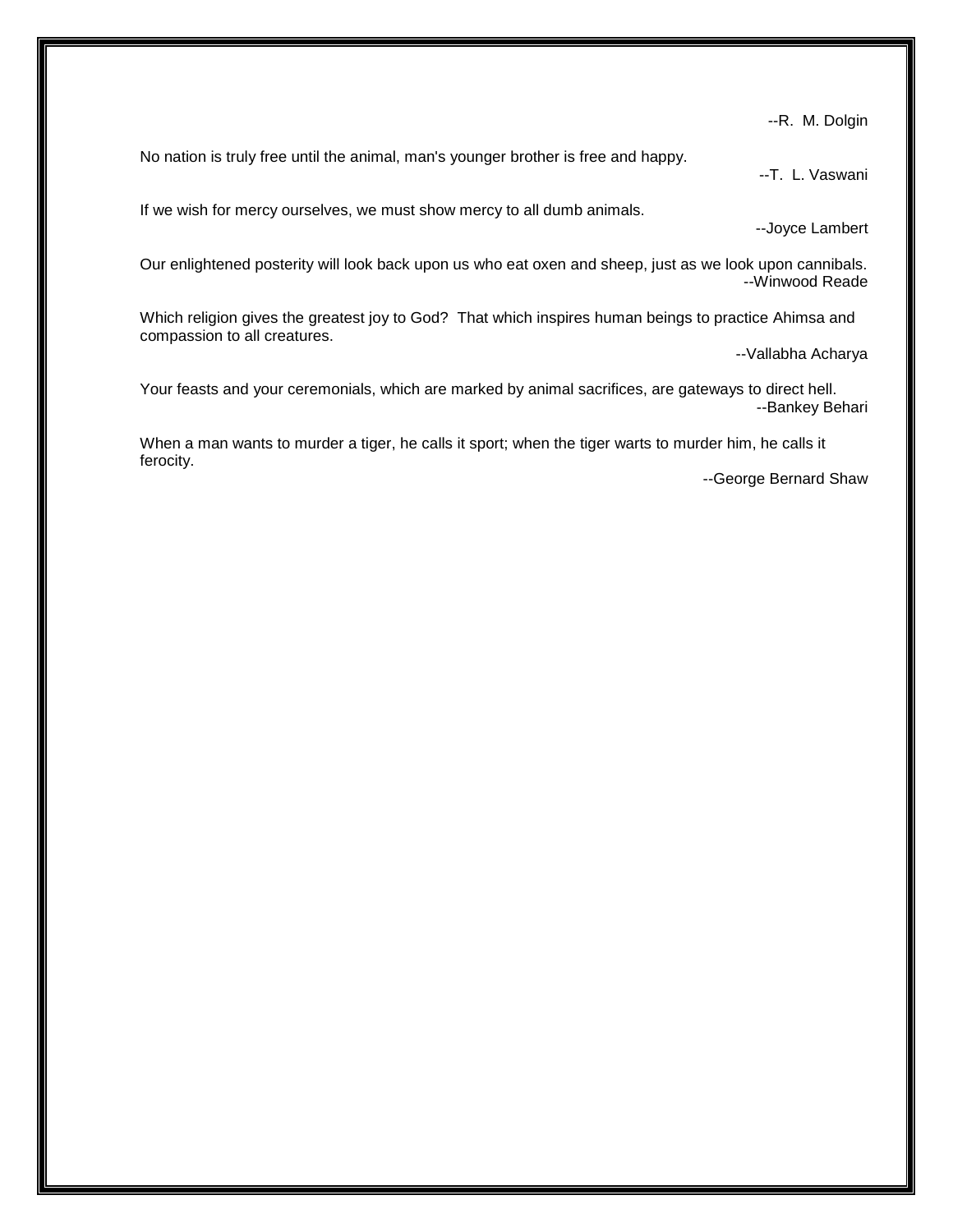--R. M. Dolgin

No nation is truly free until the animal, man's younger brother is free and happy.

--T. L. Vaswani

If we wish for mercy ourselves, we must show mercy to all dumb animals.

--Joyce Lambert

Our enlightened posterity will look back upon us who eat oxen and sheep, just as we look upon cannibals.

--Winwood Reade

Which religion gives the greatest joy to God? That which inspires human beings to practice Ahimsa and compassion to all creatures.

--Vallabha Acharya

Your feasts and your ceremonials, which are marked by animal sacrifices, are gateways to direct hell.

--Bankey Behari

When a man wants to murder a tiger, he calls it sport; when the tiger warts to murder him, he calls it ferocity.

--George Bernard Shaw